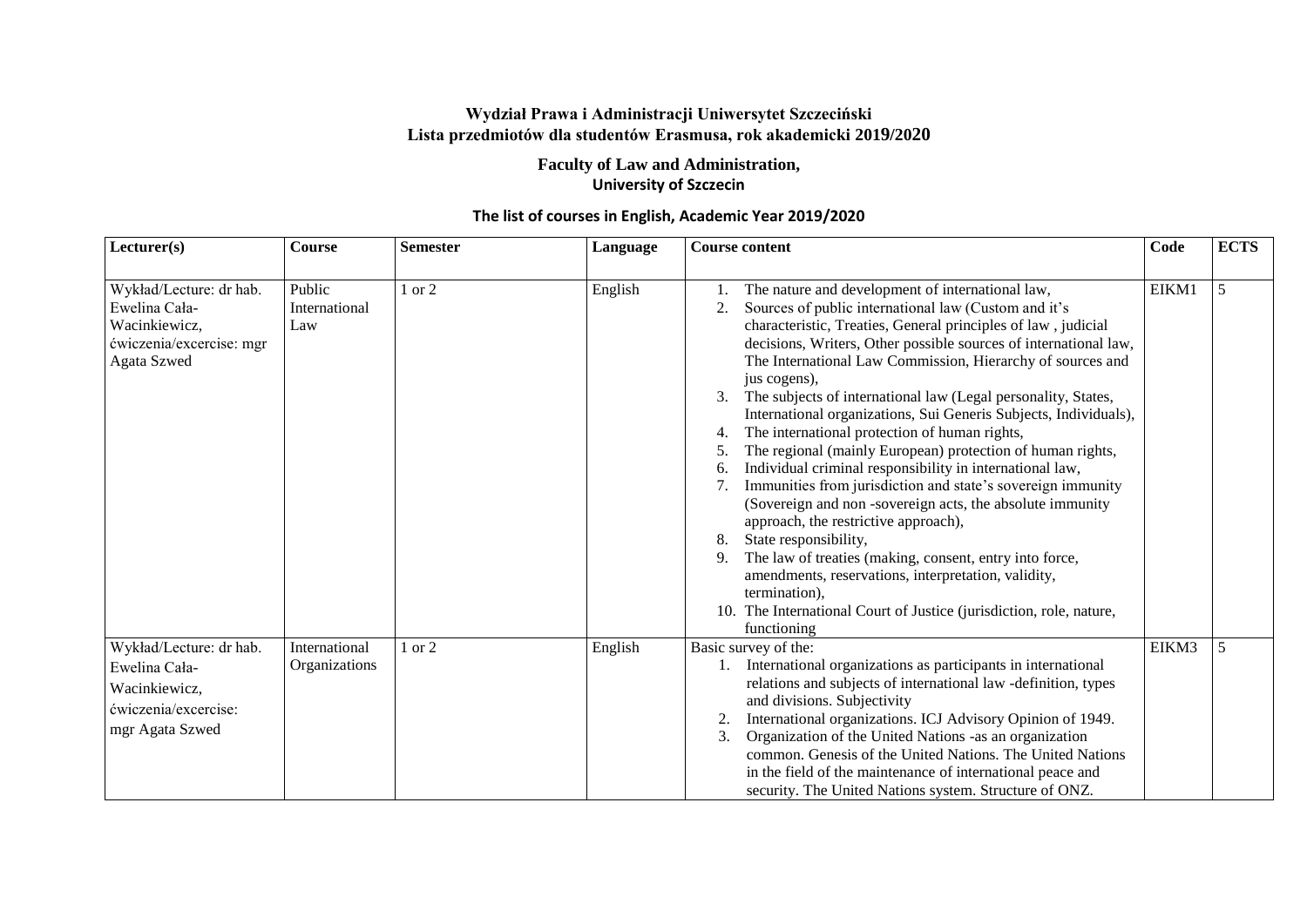**Wydział Prawa i Administracji Uniwersytet Szczeciński**
**Lista przedmiotów dla studentów Erasmusa, rok akademicki 2019/2020**

**Faculty of Law and Administration,**
**University of Szczecin**

**The list of courses in English, Academic Year 2019/2020**

| Lecturer(s) | Course | Semester | Language | Course content | Code | ECTS |
|---|---|---|---|---|---|---|
| Wykład/Lecture: dr hab. Ewelina Cała-Wacinkiewicz, ćwiczenia/excercise: mgr Agata Szwed | Public International Law | 1 or 2 | English | 1. The nature and development of international law,<br>2. Sources of public international law (Custom and it's characteristic, Treaties, General principles of law , judicial decisions, Writers, Other possible sources of international law, The International Law Commission, Hierarchy of sources and jus cogens),<br>3. The subjects of international law (Legal personality, States, International organizations, Sui Generis Subjects, Individuals),<br>4. The international protection of human rights,<br>5. The regional (mainly European) protection of human rights,<br>6. Individual criminal responsibility in international law,<br>7. Immunities from jurisdiction and state's sovereign immunity (Sovereign and non -sovereign acts, the absolute immunity approach, the restrictive approach),<br>8. State responsibility,<br>9. The law of treaties (making, consent, entry into force, amendments, reservations, interpretation, validity, termination),<br>10. The International Court of Justice (jurisdiction, role, nature, functioning | EIKM1 | 5 |
| Wykład/Lecture: dr hab. Ewelina Cała-Wacinkiewicz, ćwiczenia/excercise: mgr Agata Szwed | International Organizations | 1 or 2 | English | Basic survey of the:<br>1. International organizations as participants in international relations and subjects of international law -definition, types and divisions. Subjectivity<br>2. International organizations. ICJ Advisory Opinion of 1949.<br>3. Organization of the United Nations -as an organization common. Genesis of the United Nations. The United Nations in the field of the maintenance of international peace and security. The United Nations system. Structure of ONZ. | EIKM3 | 5 |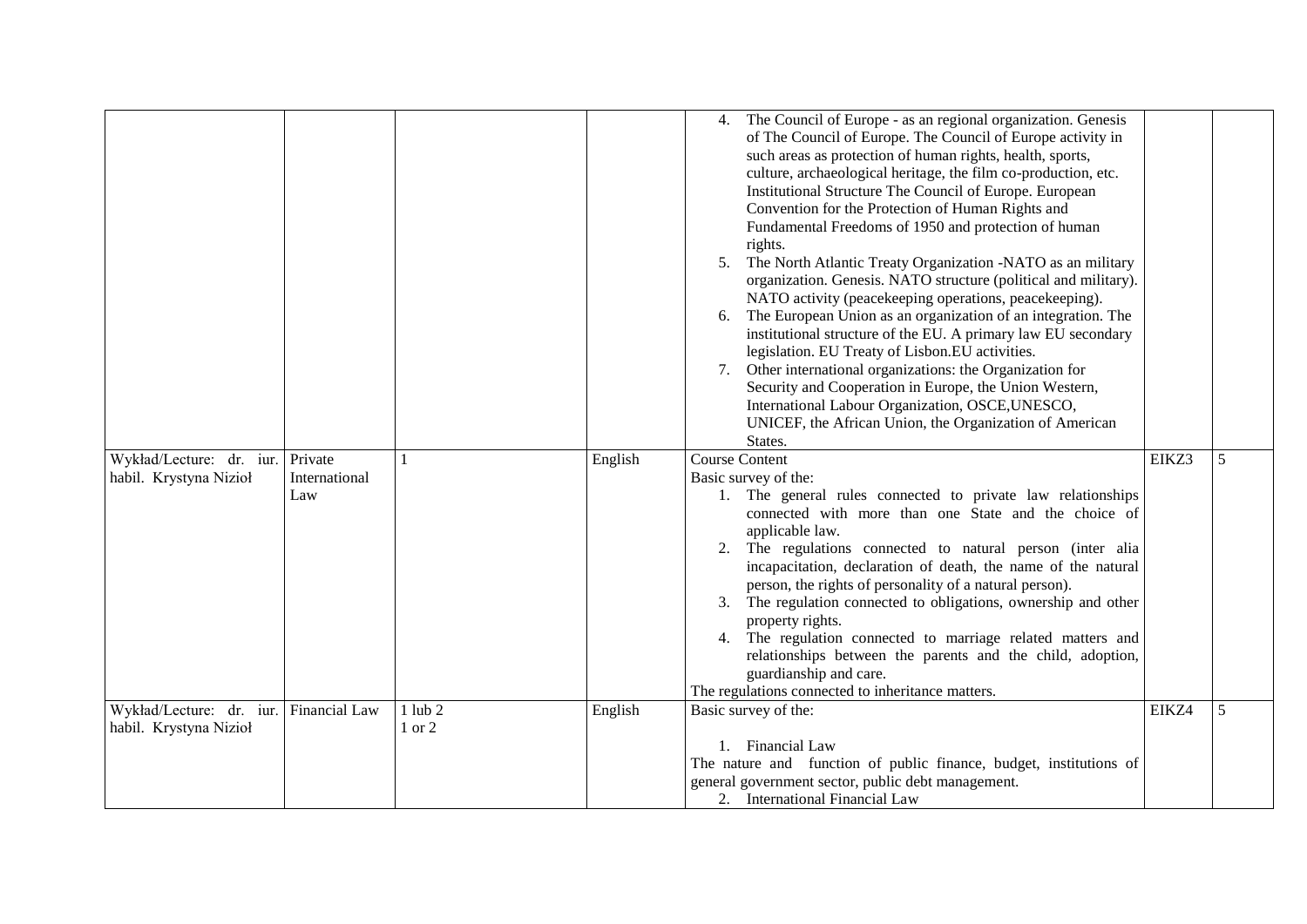| | | | | | | |
|---|---|---|---|---|---|---|
| | | | | 4. The Council of Europe - as an regional organization. Genesis of The Council of Europe. The Council of Europe activity in such areas as protection of human rights, health, sports, culture, archaeological heritage, the film co-production, etc. Institutional Structure The Council of Europe. European Convention for the Protection of Human Rights and Fundamental Freedoms of 1950 and protection of human rights.<br>5. The North Atlantic Treaty Organization -NATO as an military organization. Genesis. NATO structure (political and military). NATO activity (peacekeeping operations, peacekeeping).<br>6. The European Union as an organization of an integration. The institutional structure of the EU. A primary law EU secondary legislation. EU Treaty of Lisbon.EU activities.<br>7. Other international organizations: the Organization for Security and Cooperation in Europe, the Union Western, International Labour Organization, OSCE,UNESCO, UNICEF, the African Union, the Organization of American States. | | |
| Wykład/Lecture: dr. iur. habil. Krystyna Nizioł | Private International Law | 1 | English | Course Content<br>Basic survey of the:<br>1. The general rules connected to private law relationships connected with more than one State and the choice of applicable law.<br>2. The regulations connected to natural person (inter alia incapacitation, declaration of death, the name of the natural person, the rights of personality of a natural person).<br>3. The regulation connected to obligations, ownership and other property rights.<br>4. The regulation connected to marriage related matters and relationships between the parents and the child, adoption, guardianship and care.<br>The regulations connected to inheritance matters. | EIKZ3 | 5 |
| Wykład/Lecture: dr. iur. habil. Krystyna Nizioł | Financial Law | 1 lub 2<br>1 or 2 | English | Basic survey of the:<br>1. Financial Law<br>The nature and function of public finance, budget, institutions of general government sector, public debt management.<br>2. International Financial Law | EIKZ4 | 5 |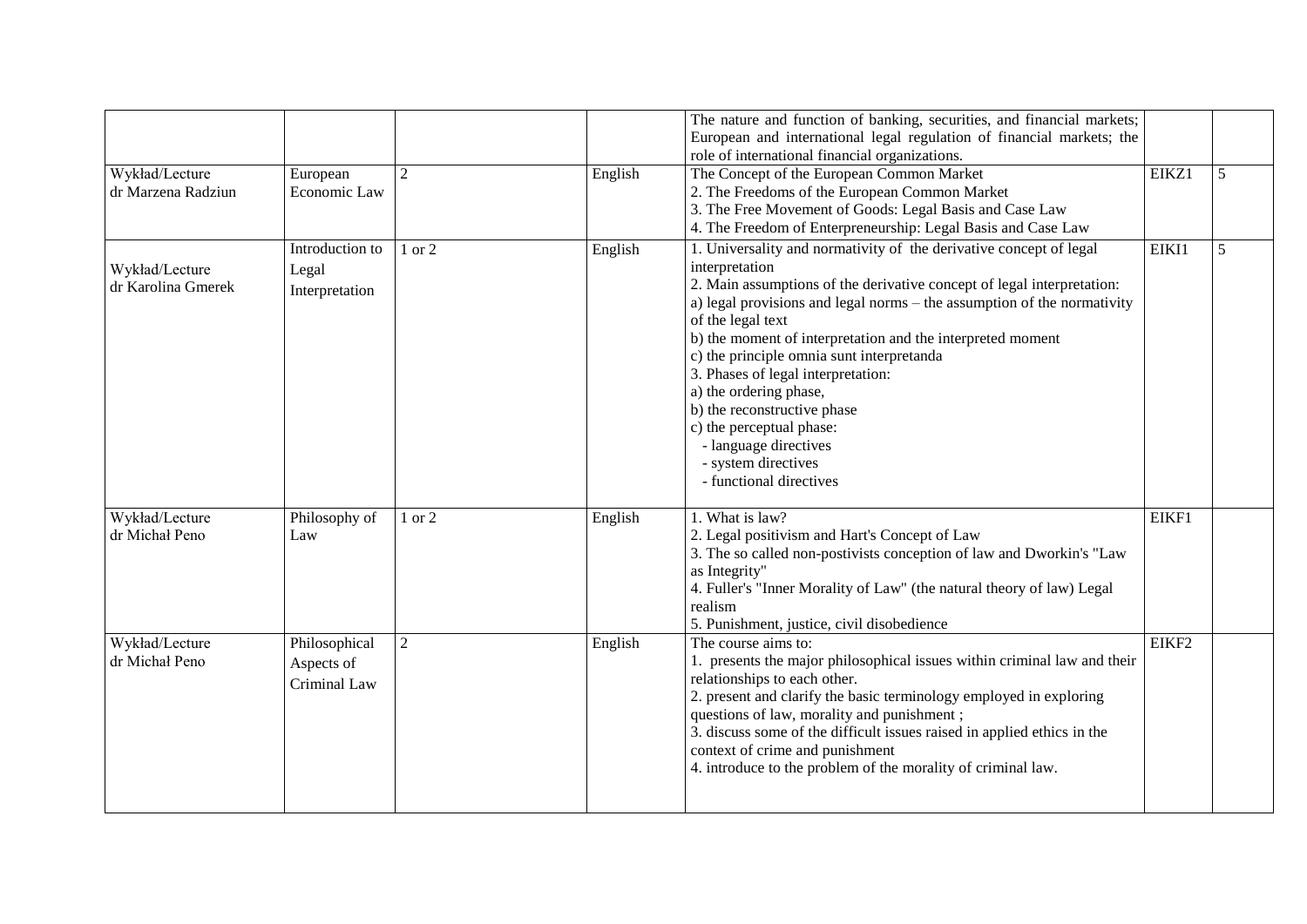| | | | | | | |
|---|---|---|---|---|---|---|
| | | | | The nature and function of banking, securities, and financial markets; European and international legal regulation of financial markets; the role of international financial organizations. | | |
| Wykład/Lecture<br>dr Marzena Radziun | European Economic Law | 2 | English | The Concept of the European Common Market<br>2. The Freedoms of the European Common Market<br>3. The Free Movement of Goods: Legal Basis and Case Law<br>4. The Freedom of Enterpreneurship: Legal Basis and Case Law | EIKZ1 | 5 |
| Wykład/Lecture<br>dr Karolina Gmerek | Introduction to Legal Interpretation | 1 or 2 | English | 1. Universality and normativity of the derivative concept of legal interpretation<br>2. Main assumptions of the derivative concept of legal interpretation:<br>a) legal provisions and legal norms – the assumption of the normativity of the legal text<br>b) the moment of interpretation and the interpreted moment<br>c) the principle omnia sunt interpretanda<br>3. Phases of legal interpretation:<br>a) the ordering phase,<br>b) the reconstructive phase<br>c) the perceptual phase:<br>- language directives<br>- system directives<br>- functional directives | EIKI1 | 5 |
| Wykład/Lecture<br>dr Michał Peno | Philosophy of Law | 1 or 2 | English | 1. What is law?<br>2. Legal positivism and Hart's Concept of Law<br>3. The so called non-postivists conception of law and Dworkin's "Law as Integrity"<br>4. Fuller's "Inner Morality of Law" (the natural theory of law) Legal realism<br>5. Punishment, justice, civil disobedience | EIKF1 | |
| Wykład/Lecture<br>dr Michał Peno | Philosophical Aspects of Criminal Law | 2 | English | The course aims to:<br>1. presents the major philosophical issues within criminal law and their relationships to each other.<br>2. present and clarify the basic terminology employed in exploring questions of law, morality and punishment ;<br>3. discuss some of the difficult issues raised in applied ethics in the context of crime and punishment<br>4. introduce to the problem of the morality of criminal law. | EIKF2 | |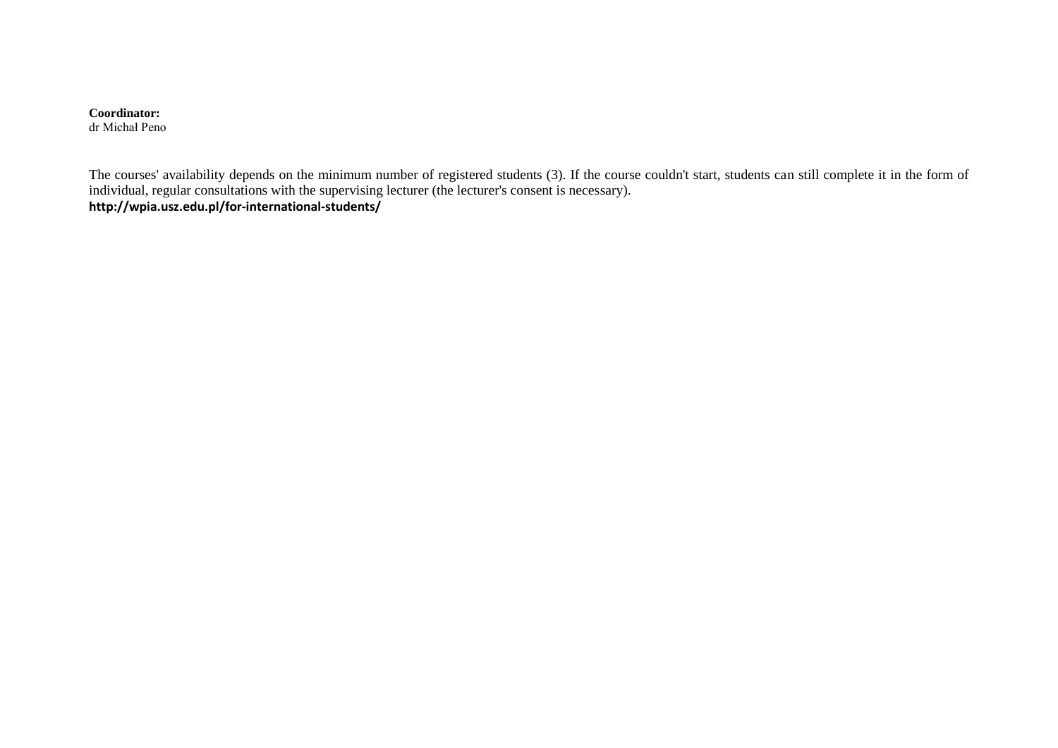**Coordinator:**
dr Michał Peno

The courses' availability depends on the minimum number of registered students (3). If the course couldn't start, students can still complete it in the form of individual, regular consultations with the supervising lecturer (the lecturer's consent is necessary).
**http://wpia.usz.edu.pl/for-international-students/**